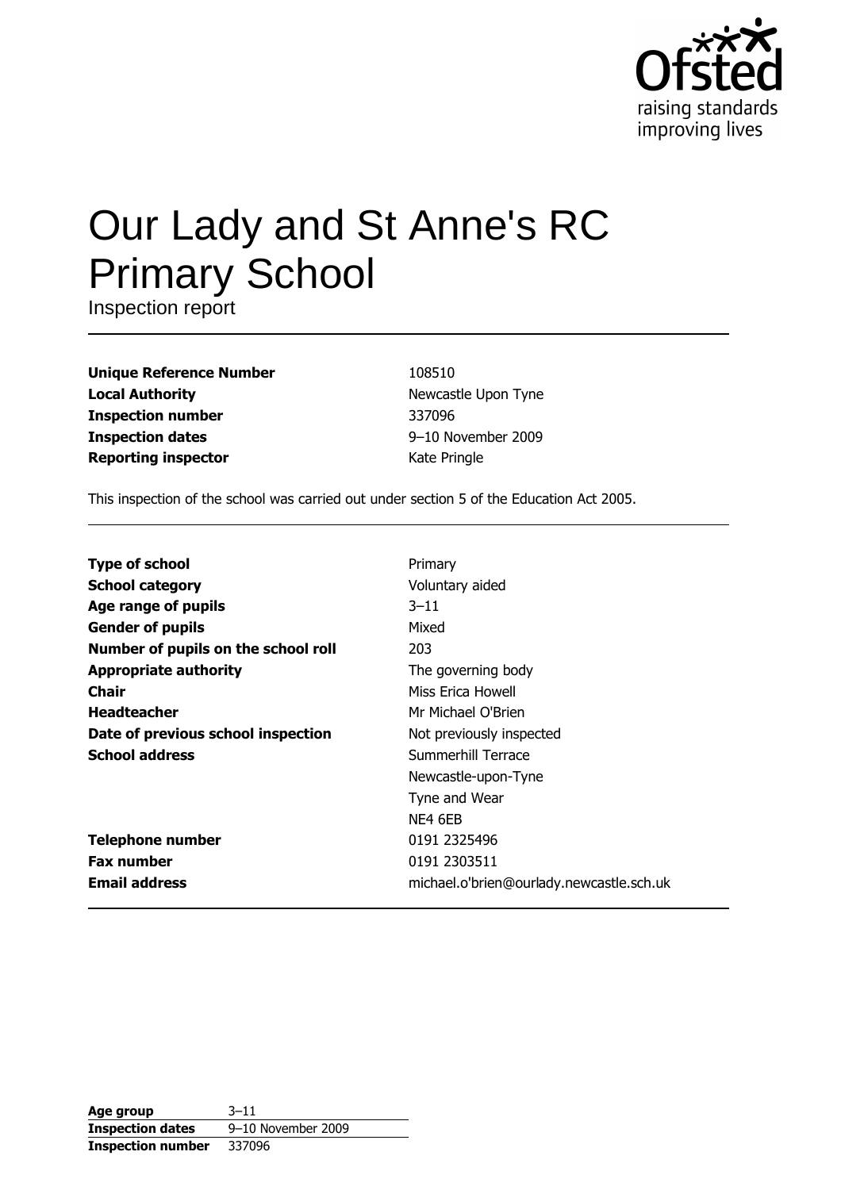Ofsted
raising standards
improving lives

# Our Lady and St Anne's RC Primary School

Inspection report

| | |
|---|---|
| **Unique Reference Number** | 108510 |
| **Local Authority** | Newcastle Upon Tyne |
| **Inspection number** | 337096 |
| **Inspection dates** | 9–10 November 2009 |
| **Reporting inspector** | Kate Pringle |

This inspection of the school was carried out under section 5 of the Education Act 2005.

| | |
|---|---|
| **Type of school** | Primary |
| **School category** | Voluntary aided |
| **Age range of pupils** | 3–11 |
| **Gender of pupils** | Mixed |
| **Number of pupils on the school roll** | 203 |
| **Appropriate authority** | The governing body |
| **Chair** | Miss Erica Howell |
| **Headteacher** | Mr Michael O'Brien |
| **Date of previous school inspection** | Not previously inspected |
| **School address** | Summerhill Terrace<br>Newcastle-upon-Tyne<br>Tyne and Wear<br>NE4 6EB |
| **Telephone number** | 0191 2325496 |
| **Fax number** | 0191 2303511 |
| **Email address** | michael.o'brien@ourlady.newcastle.sch.uk |

| | |
|---|---|
| **Age group** | 3–11 |
| **Inspection dates** | 9–10 November 2009 |
| **Inspection number** | 337096 |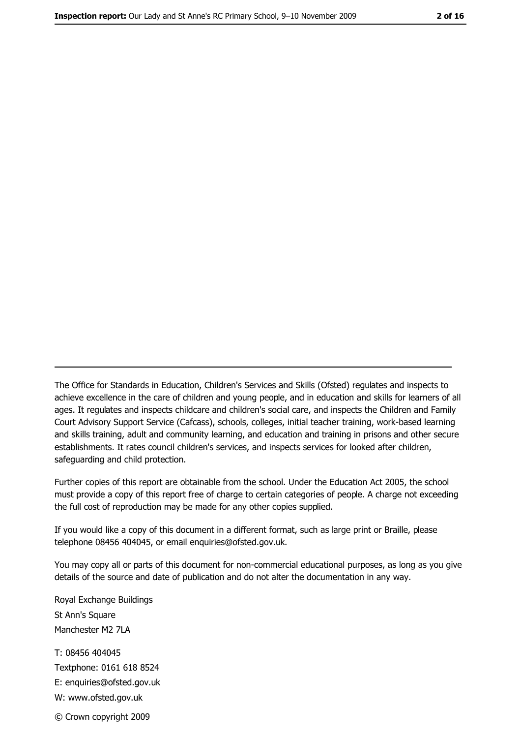---

The Office for Standards in Education, Children's Services and Skills (Ofsted) regulates and inspects to achieve excellence in the care of children and young people, and in education and skills for learners of all ages. It regulates and inspects childcare and children's social care, and inspects the Children and Family Court Advisory Support Service (Cafcass), schools, colleges, initial teacher training, work-based learning and skills training, adult and community learning, and education and training in prisons and other secure establishments. It rates council children's services, and inspects services for looked after children, safeguarding and child protection.

Further copies of this report are obtainable from the school. Under the Education Act 2005, the school must provide a copy of this report free of charge to certain categories of people. A charge not exceeding the full cost of reproduction may be made for any other copies supplied.

If you would like a copy of this document in a different format, such as large print or Braille, please telephone 08456 404045, or email enquiries@ofsted.gov.uk.

You may copy all or parts of this document for non-commercial educational purposes, as long as you give details of the source and date of publication and do not alter the documentation in any way.

Royal Exchange Buildings
St Ann's Square
Manchester M2 7LA

T: 08456 404045
Textphone: 0161 618 8524
E: enquiries@ofsted.gov.uk
W: www.ofsted.gov.uk

© Crown copyright 2009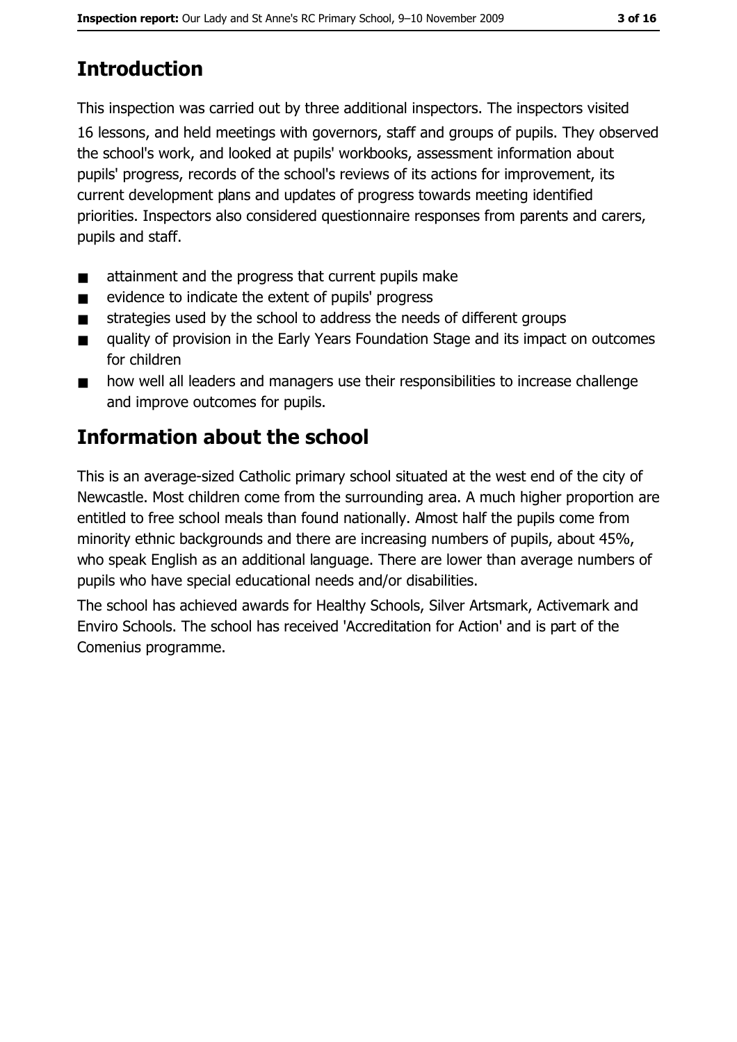## Introduction

This inspection was carried out by three additional inspectors. The inspectors visited 16 lessons, and held meetings with governors, staff and groups of pupils. They observed the school's work, and looked at pupils' workbooks, assessment information about pupils' progress, records of the school's reviews of its actions for improvement, its current development plans and updates of progress towards meeting identified priorities. Inspectors also considered questionnaire responses from parents and carers, pupils and staff.

- attainment and the progress that current pupils make
- evidence to indicate the extent of pupils' progress
- strategies used by the school to address the needs of different groups
- quality of provision in the Early Years Foundation Stage and its impact on outcomes for children
- how well all leaders and managers use their responsibilities to increase challenge and improve outcomes for pupils.

## Information about the school

This is an average-sized Catholic primary school situated at the west end of the city of Newcastle. Most children come from the surrounding area. A much higher proportion are entitled to free school meals than found nationally. Almost half the pupils come from minority ethnic backgrounds and there are increasing numbers of pupils, about 45%, who speak English as an additional language. There are lower than average numbers of pupils who have special educational needs and/or disabilities.

The school has achieved awards for Healthy Schools, Silver Artsmark, Activemark and Enviro Schools. The school has received 'Accreditation for Action' and is part of the Comenius programme.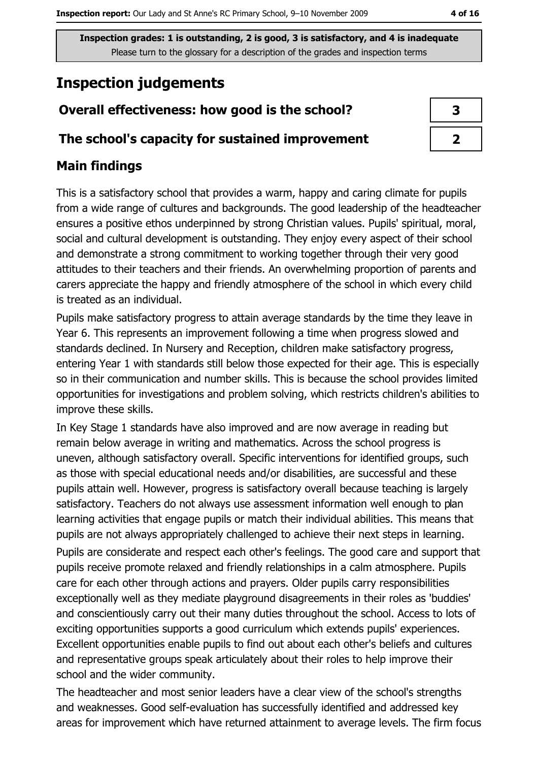**Inspection grades: 1 is outstanding, 2 is good, 3 is satisfactory, and 4 is inadequate**
Please turn to the glossary for a description of the grades and inspection terms

# Inspection judgements

| Overall effectiveness: how good is the school? | 3 |
| --- | --- |
| The school's capacity for sustained improvement | 2 |

## Main findings

This is a satisfactory school that provides a warm, happy and caring climate for pupils from a wide range of cultures and backgrounds. The good leadership of the headteacher ensures a positive ethos underpinned by strong Christian values. Pupils' spiritual, moral, social and cultural development is outstanding. They enjoy every aspect of their school and demonstrate a strong commitment to working together through their very good attitudes to their teachers and their friends. An overwhelming proportion of parents and carers appreciate the happy and friendly atmosphere of the school in which every child is treated as an individual.

Pupils make satisfactory progress to attain average standards by the time they leave in Year 6. This represents an improvement following a time when progress slowed and standards declined. In Nursery and Reception, children make satisfactory progress, entering Year 1 with standards still below those expected for their age. This is especially so in their communication and number skills. This is because the school provides limited opportunities for investigations and problem solving, which restricts children's abilities to improve these skills.

In Key Stage 1 standards have also improved and are now average in reading but remain below average in writing and mathematics. Across the school progress is uneven, although satisfactory overall. Specific interventions for identified groups, such as those with special educational needs and/or disabilities, are successful and these pupils attain well. However, progress is satisfactory overall because teaching is largely satisfactory. Teachers do not always use assessment information well enough to plan learning activities that engage pupils or match their individual abilities. This means that pupils are not always appropriately challenged to achieve their next steps in learning.

Pupils are considerate and respect each other's feelings. The good care and support that pupils receive promote relaxed and friendly relationships in a calm atmosphere. Pupils care for each other through actions and prayers. Older pupils carry responsibilities exceptionally well as they mediate playground disagreements in their roles as 'buddies' and conscientiously carry out their many duties throughout the school. Access to lots of exciting opportunities supports a good curriculum which extends pupils' experiences. Excellent opportunities enable pupils to find out about each other's beliefs and cultures and representative groups speak articulately about their roles to help improve their school and the wider community.

The headteacher and most senior leaders have a clear view of the school's strengths and weaknesses. Good self-evaluation has successfully identified and addressed key areas for improvement which have returned attainment to average levels. The firm focus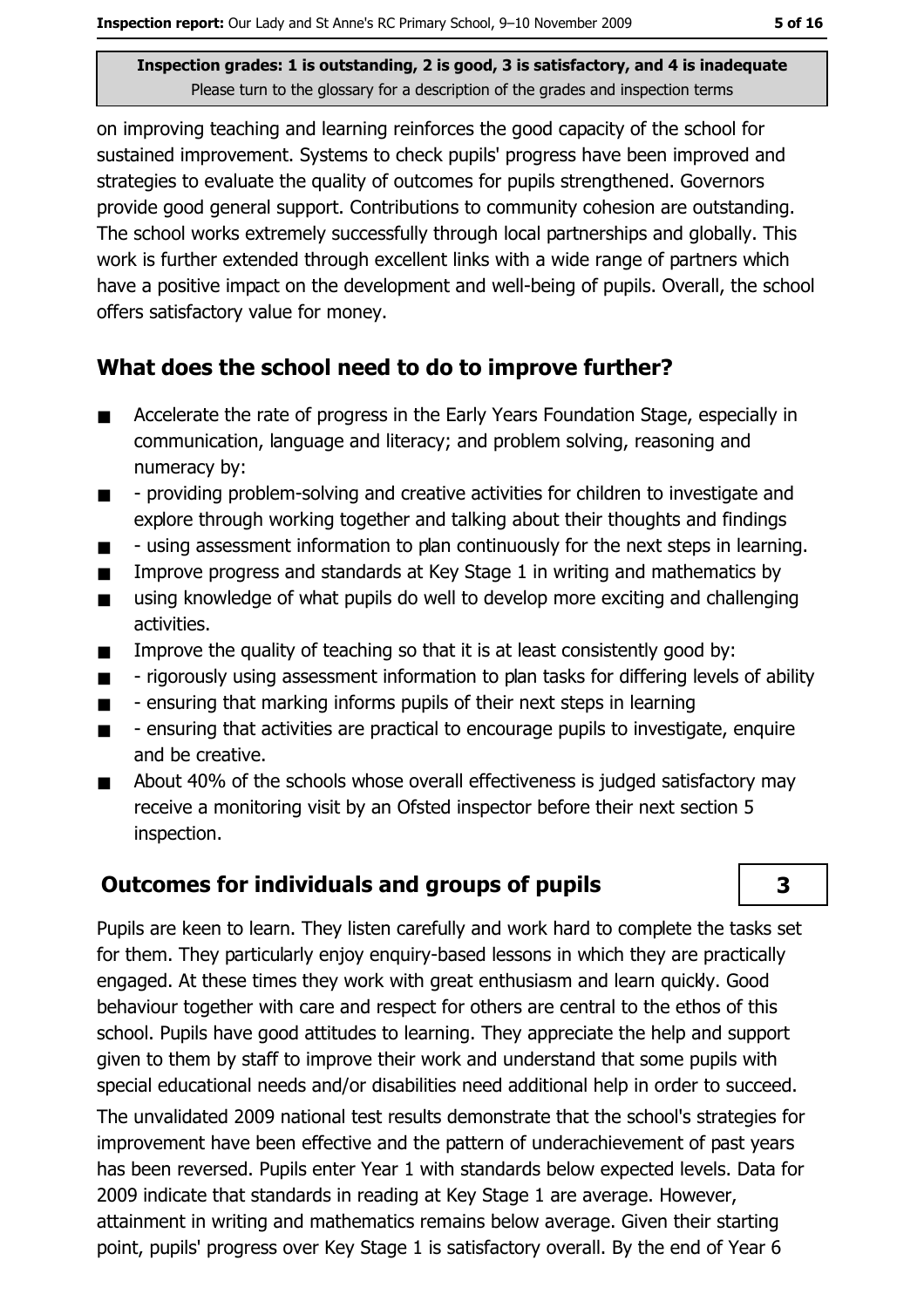on improving teaching and learning reinforces the good capacity of the school for sustained improvement. Systems to check pupils' progress have been improved and strategies to evaluate the quality of outcomes for pupils strengthened. Governors provide good general support. Contributions to community cohesion are outstanding. The school works extremely successfully through local partnerships and globally. This work is further extended through excellent links with a wide range of partners which have a positive impact on the development and well-being of pupils. Overall, the school offers satisfactory value for money.

## What does the school need to do to improve further?

- Accelerate the rate of progress in the Early Years Foundation Stage, especially in communication, language and literacy; and problem solving, reasoning and numeracy by:
- - providing problem-solving and creative activities for children to investigate and explore through working together and talking about their thoughts and findings
- - using assessment information to plan continuously for the next steps in learning.
- Improve progress and standards at Key Stage 1 in writing and mathematics by
- using knowledge of what pupils do well to develop more exciting and challenging activities.
- Improve the quality of teaching so that it is at least consistently good by:
- - rigorously using assessment information to plan tasks for differing levels of ability
- - ensuring that marking informs pupils of their next steps in learning
- - ensuring that activities are practical to encourage pupils to investigate, enquire and be creative.
- About 40% of the schools whose overall effectiveness is judged satisfactory may receive a monitoring visit by an Ofsted inspector before their next section 5 inspection.

## Outcomes for individuals and groups of pupils — 3

Pupils are keen to learn. They listen carefully and work hard to complete the tasks set for them. They particularly enjoy enquiry-based lessons in which they are practically engaged. At these times they work with great enthusiasm and learn quickly. Good behaviour together with care and respect for others are central to the ethos of this school. Pupils have good attitudes to learning. They appreciate the help and support given to them by staff to improve their work and understand that some pupils with special educational needs and/or disabilities need additional help in order to succeed.

The unvalidated 2009 national test results demonstrate that the school's strategies for improvement have been effective and the pattern of underachievement of past years has been reversed. Pupils enter Year 1 with standards below expected levels. Data for 2009 indicate that standards in reading at Key Stage 1 are average. However, attainment in writing and mathematics remains below average. Given their starting point, pupils' progress over Key Stage 1 is satisfactory overall. By the end of Year 6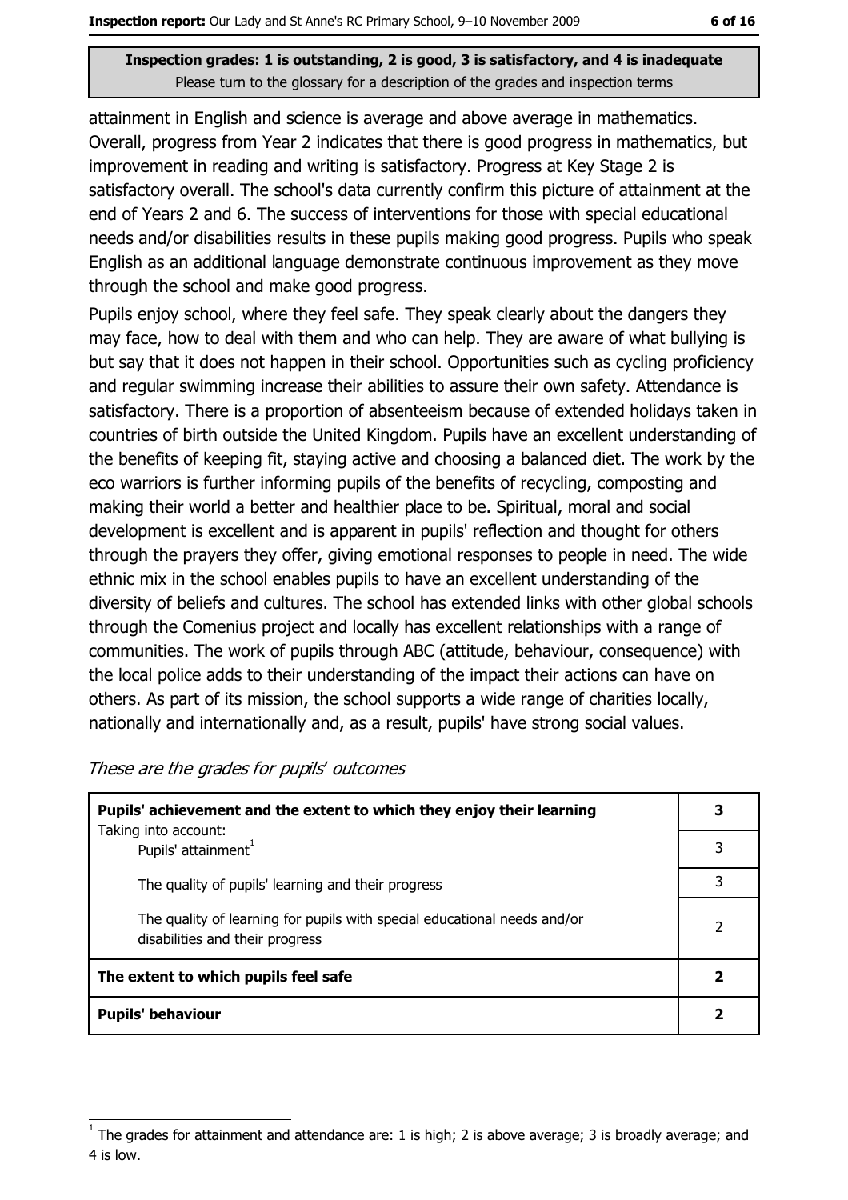**Inspection grades: 1 is outstanding, 2 is good, 3 is satisfactory, and 4 is inadequate**
Please turn to the glossary for a description of the grades and inspection terms

attainment in English and science is average and above average in mathematics. Overall, progress from Year 2 indicates that there is good progress in mathematics, but improvement in reading and writing is satisfactory. Progress at Key Stage 2 is satisfactory overall. The school's data currently confirm this picture of attainment at the end of Years 2 and 6. The success of interventions for those with special educational needs and/or disabilities results in these pupils making good progress. Pupils who speak English as an additional language demonstrate continuous improvement as they move through the school and make good progress.

Pupils enjoy school, where they feel safe. They speak clearly about the dangers they may face, how to deal with them and who can help. They are aware of what bullying is but say that it does not happen in their school. Opportunities such as cycling proficiency and regular swimming increase their abilities to assure their own safety. Attendance is satisfactory. There is a proportion of absenteeism because of extended holidays taken in countries of birth outside the United Kingdom. Pupils have an excellent understanding of the benefits of keeping fit, staying active and choosing a balanced diet. The work by the eco warriors is further informing pupils of the benefits of recycling, composting and making their world a better and healthier place to be. Spiritual, moral and social development is excellent and is apparent in pupils' reflection and thought for others through the prayers they offer, giving emotional responses to people in need. The wide ethnic mix in the school enables pupils to have an excellent understanding of the diversity of beliefs and cultures. The school has extended links with other global schools through the Comenius project and locally has excellent relationships with a range of communities. The work of pupils through ABC (attitude, behaviour, consequence) with the local police adds to their understanding of the impact their actions can have on others. As part of its mission, the school supports a wide range of charities locally, nationally and internationally and, as a result, pupils' have strong social values.

*These are the grades for pupils' outcomes*

| | |
|---|---|
| **Pupils' achievement and the extent to which they enjoy their learning** | **3** |
| Taking into account: Pupils' attainment[1] | 3 |
| The quality of pupils' learning and their progress | 3 |
| The quality of learning for pupils with special educational needs and/or disabilities and their progress | 2 |
| **The extent to which pupils feel safe** | **2** |
| **Pupils' behaviour** | **2** |

[1] The grades for attainment and attendance are: 1 is high; 2 is above average; 3 is broadly average; and 4 is low.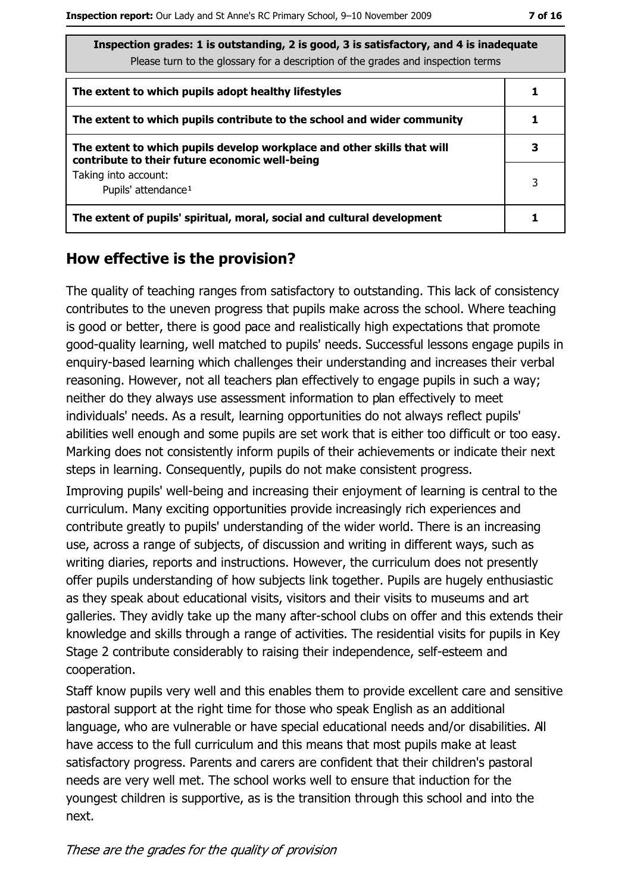| Inspection grades: 1 is outstanding, 2 is good, 3 is satisfactory, and 4 is inadequate<br>Please turn to the glossary for a description of the grades and inspection terms | |
|---|---|
| **The extent to which pupils adopt healthy lifestyles** | **1** |
| **The extent to which pupils contribute to the school and wider community** | **1** |
| **The extent to which pupils develop workplace and other skills that will contribute to their future economic well-being** | **3** |
| Taking into account:<br>Pupils' attendance[1] | 3 |
| **The extent of pupils' spiritual, moral, social and cultural development** | **1** |

## How effective is the provision?

The quality of teaching ranges from satisfactory to outstanding. This lack of consistency contributes to the uneven progress that pupils make across the school. Where teaching is good or better, there is good pace and realistically high expectations that promote good-quality learning, well matched to pupils' needs. Successful lessons engage pupils in enquiry-based learning which challenges their understanding and increases their verbal reasoning. However, not all teachers plan effectively to engage pupils in such a way; neither do they always use assessment information to plan effectively to meet individuals' needs. As a result, learning opportunities do not always reflect pupils' abilities well enough and some pupils are set work that is either too difficult or too easy. Marking does not consistently inform pupils of their achievements or indicate their next steps in learning. Consequently, pupils do not make consistent progress.

Improving pupils' well-being and increasing their enjoyment of learning is central to the curriculum. Many exciting opportunities provide increasingly rich experiences and contribute greatly to pupils' understanding of the wider world. There is an increasing use, across a range of subjects, of discussion and writing in different ways, such as writing diaries, reports and instructions. However, the curriculum does not presently offer pupils understanding of how subjects link together. Pupils are hugely enthusiastic as they speak about educational visits, visitors and their visits to museums and art galleries. They avidly take up the many after-school clubs on offer and this extends their knowledge and skills through a range of activities. The residential visits for pupils in Key Stage 2 contribute considerably to raising their independence, self-esteem and cooperation.

Staff know pupils very well and this enables them to provide excellent care and sensitive pastoral support at the right time for those who speak English as an additional language, who are vulnerable or have special educational needs and/or disabilities. All have access to the full curriculum and this means that most pupils make at least satisfactory progress. Parents and carers are confident that their children's pastoral needs are very well met. The school works well to ensure that induction for the youngest children is supportive, as is the transition through this school and into the next.

*These are the grades for the quality of provision*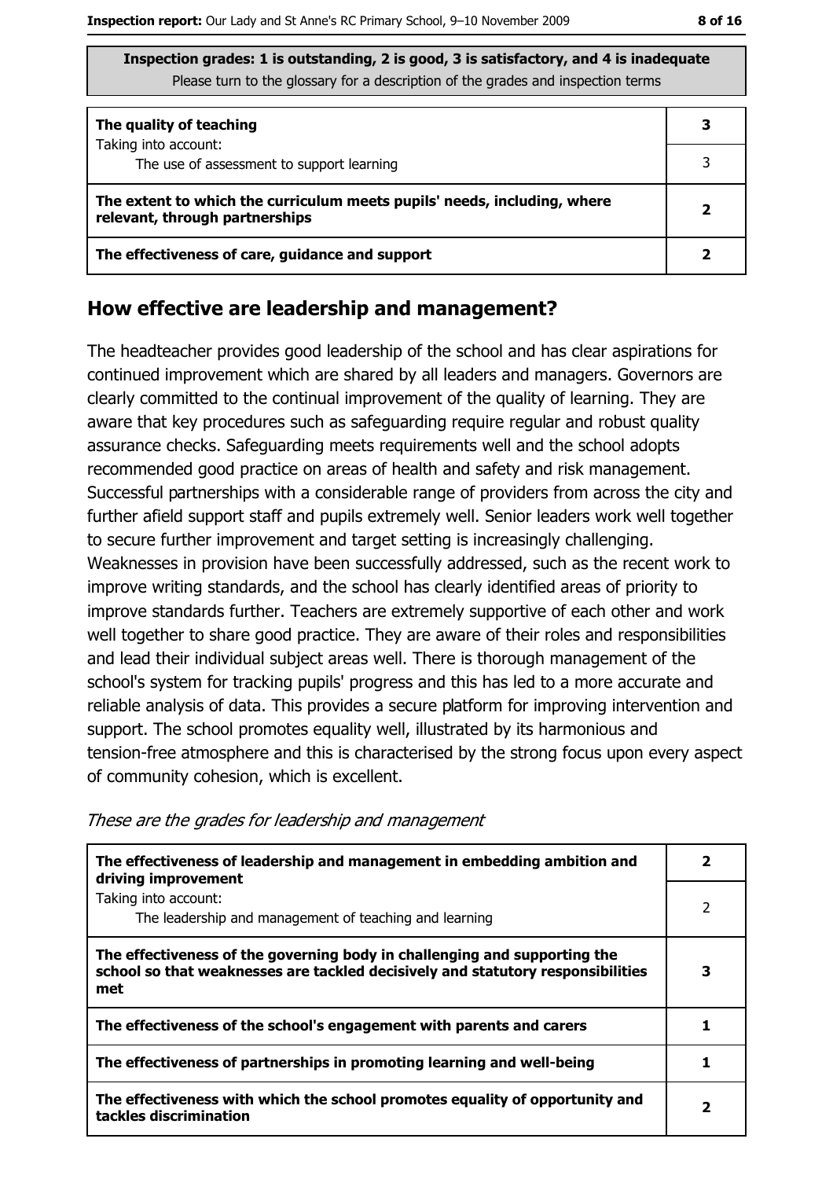**Inspection grades: 1 is outstanding, 2 is good, 3 is satisfactory, and 4 is inadequate**
Please turn to the glossary for a description of the grades and inspection terms

| | |
|---|---|
| **The quality of teaching** | **3** |
| Taking into account: The use of assessment to support learning | 3 |
| **The extent to which the curriculum meets pupils' needs, including, where relevant, through partnerships** | **2** |
| **The effectiveness of care, guidance and support** | **2** |

## How effective are leadership and management?

The headteacher provides good leadership of the school and has clear aspirations for continued improvement which are shared by all leaders and managers. Governors are clearly committed to the continual improvement of the quality of learning. They are aware that key procedures such as safeguarding require regular and robust quality assurance checks. Safeguarding meets requirements well and the school adopts recommended good practice on areas of health and safety and risk management. Successful partnerships with a considerable range of providers from across the city and further afield support staff and pupils extremely well. Senior leaders work well together to secure further improvement and target setting is increasingly challenging. Weaknesses in provision have been successfully addressed, such as the recent work to improve writing standards, and the school has clearly identified areas of priority to improve standards further. Teachers are extremely supportive of each other and work well together to share good practice. They are aware of their roles and responsibilities and lead their individual subject areas well. There is thorough management of the school's system for tracking pupils' progress and this has led to a more accurate and reliable analysis of data. This provides a secure platform for improving intervention and support. The school promotes equality well, illustrated by its harmonious and tension-free atmosphere and this is characterised by the strong focus upon every aspect of community cohesion, which is excellent.

*These are the grades for leadership and management*

| | |
|---|---|
| **The effectiveness of leadership and management in embedding ambition and driving improvement** | **2** |
| Taking into account: The leadership and management of teaching and learning | 2 |
| **The effectiveness of the governing body in challenging and supporting the school so that weaknesses are tackled decisively and statutory responsibilities met** | **3** |
| **The effectiveness of the school's engagement with parents and carers** | **1** |
| **The effectiveness of partnerships in promoting learning and well-being** | **1** |
| **The effectiveness with which the school promotes equality of opportunity and tackles discrimination** | **2** |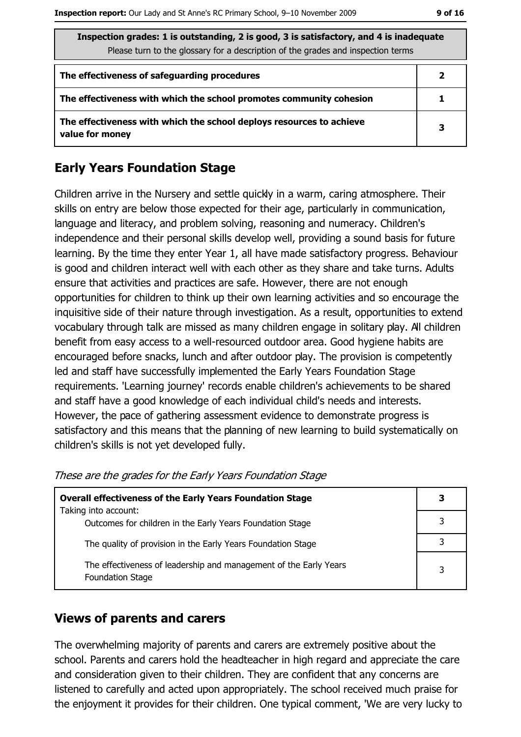**Inspection grades: 1 is outstanding, 2 is good, 3 is satisfactory, and 4 is inadequate**
Please turn to the glossary for a description of the grades and inspection terms

| | |
|---|---|
| **The effectiveness of safeguarding procedures** | **2** |
| **The effectiveness with which the school promotes community cohesion** | **1** |
| **The effectiveness with which the school deploys resources to achieve value for money** | **3** |

## Early Years Foundation Stage

Children arrive in the Nursery and settle quickly in a warm, caring atmosphere. Their skills on entry are below those expected for their age, particularly in communication, language and literacy, and problem solving, reasoning and numeracy. Children's independence and their personal skills develop well, providing a sound basis for future learning. By the time they enter Year 1, all have made satisfactory progress. Behaviour is good and children interact well with each other as they share and take turns. Adults ensure that activities and practices are safe. However, there are not enough opportunities for children to think up their own learning activities and so encourage the inquisitive side of their nature through investigation. As a result, opportunities to extend vocabulary through talk are missed as many children engage in solitary play. All children benefit from easy access to a well-resourced outdoor area. Good hygiene habits are encouraged before snacks, lunch and after outdoor play. The provision is competently led and staff have successfully implemented the Early Years Foundation Stage requirements. 'Learning journey' records enable children's achievements to be shared and staff have a good knowledge of each individual child's needs and interests. However, the pace of gathering assessment evidence to demonstrate progress is satisfactory and this means that the planning of new learning to build systematically on children's skills is not yet developed fully.

*These are the grades for the Early Years Foundation Stage*

| | |
|---|---|
| **Overall effectiveness of the Early Years Foundation Stage**<br>Taking into account: | **3** |
| Outcomes for children in the Early Years Foundation Stage | 3 |
| The quality of provision in the Early Years Foundation Stage | 3 |
| The effectiveness of leadership and management of the Early Years Foundation Stage | 3 |

## Views of parents and carers

The overwhelming majority of parents and carers are extremely positive about the school. Parents and carers hold the headteacher in high regard and appreciate the care and consideration given to their children. They are confident that any concerns are listened to carefully and acted upon appropriately. The school received much praise for the enjoyment it provides for their children. One typical comment, 'We are very lucky to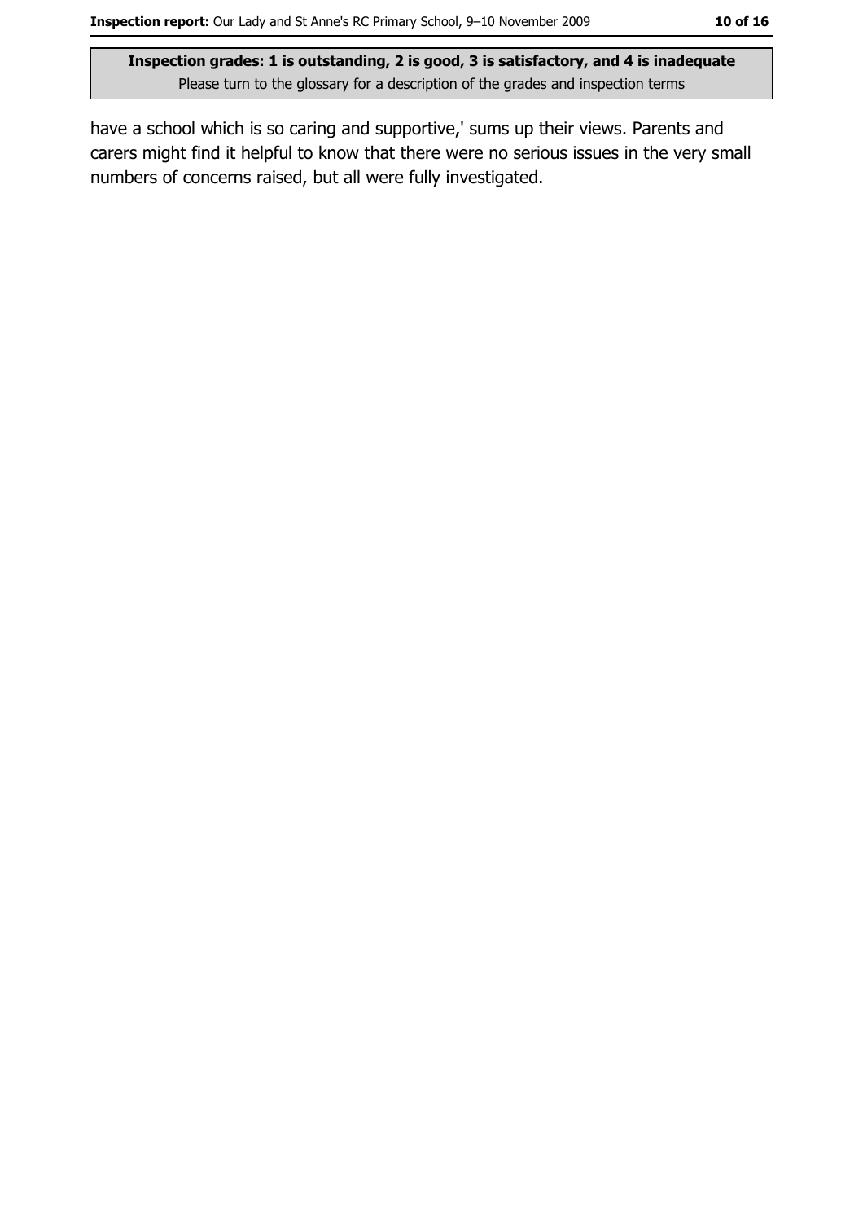have a school which is so caring and supportive,' sums up their views. Parents and carers might find it helpful to know that there were no serious issues in the very small numbers of concerns raised, but all were fully investigated.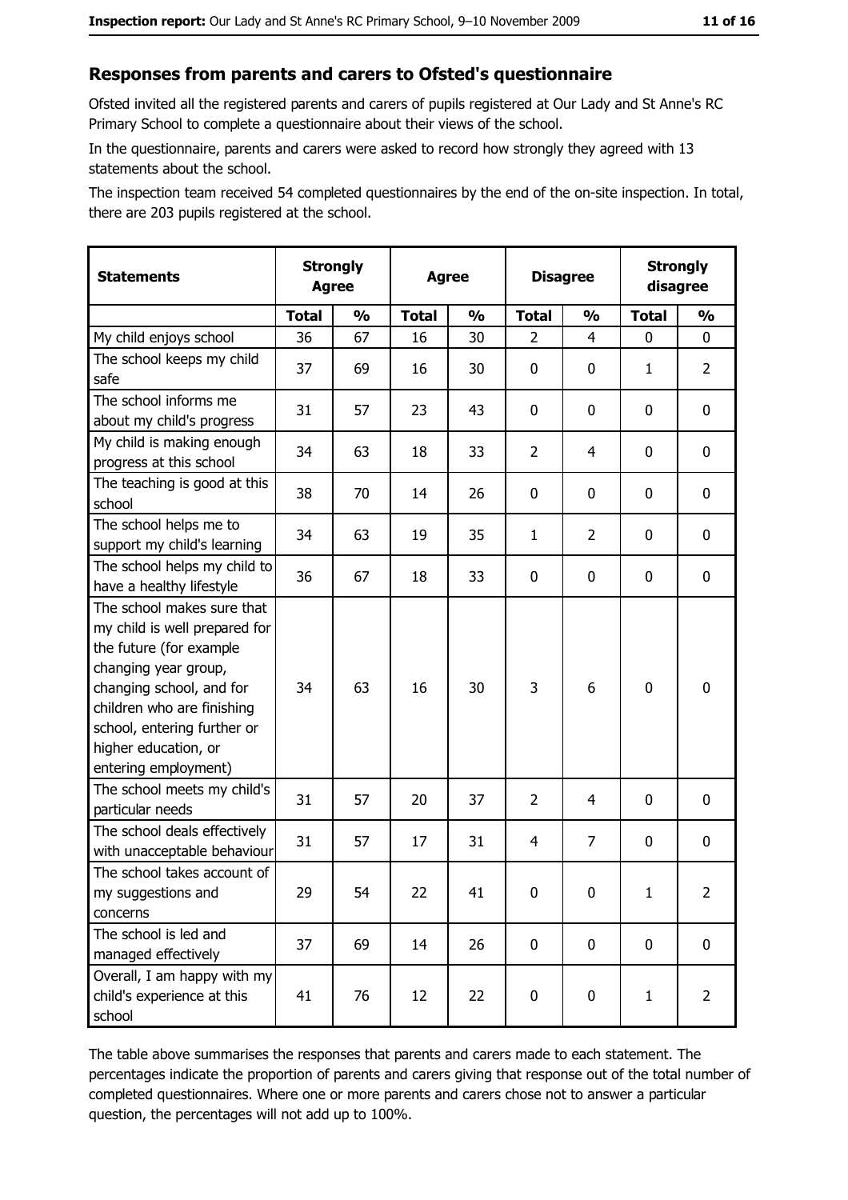## Responses from parents and carers to Ofsted's questionnaire

Ofsted invited all the registered parents and carers of pupils registered at Our Lady and St Anne's RC Primary School to complete a questionnaire about their views of the school.

In the questionnaire, parents and carers were asked to record how strongly they agreed with 13 statements about the school.

The inspection team received 54 completed questionnaires by the end of the on-site inspection. In total, there are 203 pupils registered at the school.

| Statements | Strongly Agree | | Agree | | Disagree | | Strongly disagree | |
|---|---|---|---|---|---|---|---|---|
| | Total | % | Total | % | Total | % | Total | % |
| My child enjoys school | 36 | 67 | 16 | 30 | 2 | 4 | 0 | 0 |
| The school keeps my child safe | 37 | 69 | 16 | 30 | 0 | 0 | 1 | 2 |
| The school informs me about my child's progress | 31 | 57 | 23 | 43 | 0 | 0 | 0 | 0 |
| My child is making enough progress at this school | 34 | 63 | 18 | 33 | 2 | 4 | 0 | 0 |
| The teaching is good at this school | 38 | 70 | 14 | 26 | 0 | 0 | 0 | 0 |
| The school helps me to support my child's learning | 34 | 63 | 19 | 35 | 1 | 2 | 0 | 0 |
| The school helps my child to have a healthy lifestyle | 36 | 67 | 18 | 33 | 0 | 0 | 0 | 0 |
| The school makes sure that my child is well prepared for the future (for example changing year group, changing school, and for children who are finishing school, entering further or higher education, or entering employment) | 34 | 63 | 16 | 30 | 3 | 6 | 0 | 0 |
| The school meets my child's particular needs | 31 | 57 | 20 | 37 | 2 | 4 | 0 | 0 |
| The school deals effectively with unacceptable behaviour | 31 | 57 | 17 | 31 | 4 | 7 | 0 | 0 |
| The school takes account of my suggestions and concerns | 29 | 54 | 22 | 41 | 0 | 0 | 1 | 2 |
| The school is led and managed effectively | 37 | 69 | 14 | 26 | 0 | 0 | 0 | 0 |
| Overall, I am happy with my child's experience at this school | 41 | 76 | 12 | 22 | 0 | 0 | 1 | 2 |

The table above summarises the responses that parents and carers made to each statement. The percentages indicate the proportion of parents and carers giving that response out of the total number of completed questionnaires. Where one or more parents and carers chose not to answer a particular question, the percentages will not add up to 100%.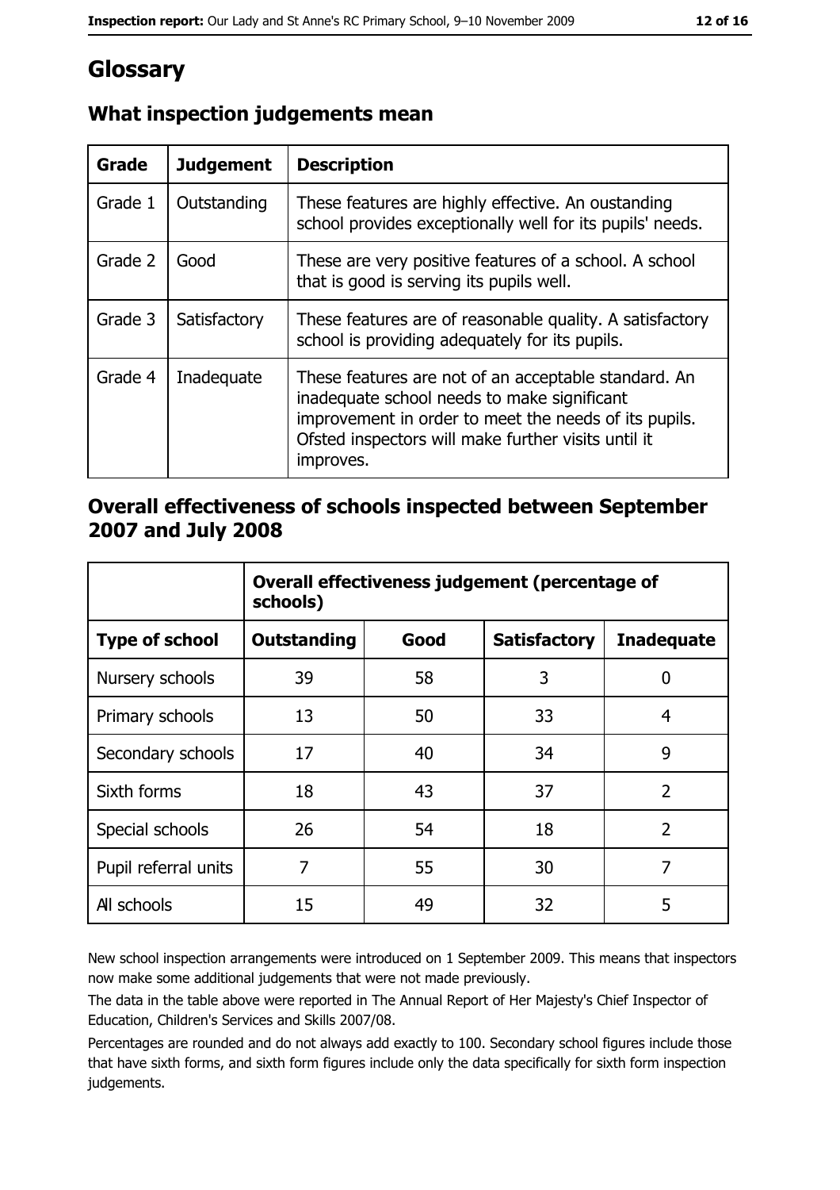# Glossary

## What inspection judgements mean

| Grade | Judgement | Description |
| --- | --- | --- |
| Grade 1 | Outstanding | These features are highly effective. An oustanding school provides exceptionally well for its pupils' needs. |
| Grade 2 | Good | These are very positive features of a school. A school that is good is serving its pupils well. |
| Grade 3 | Satisfactory | These features are of reasonable quality. A satisfactory school is providing adequately for its pupils. |
| Grade 4 | Inadequate | These features are not of an acceptable standard. An inadequate school needs to make significant improvement in order to meet the needs of its pupils. Ofsted inspectors will make further visits until it improves. |

## Overall effectiveness of schools inspected between September 2007 and July 2008

| | Overall effectiveness judgement (percentage of schools) | | | |
| --- | --- | --- | --- | --- |
| **Type of school** | **Outstanding** | **Good** | **Satisfactory** | **Inadequate** |
| Nursery schools | 39 | 58 | 3 | 0 |
| Primary schools | 13 | 50 | 33 | 4 |
| Secondary schools | 17 | 40 | 34 | 9 |
| Sixth forms | 18 | 43 | 37 | 2 |
| Special schools | 26 | 54 | 18 | 2 |
| Pupil referral units | 7 | 55 | 30 | 7 |
| All schools | 15 | 49 | 32 | 5 |

New school inspection arrangements were introduced on 1 September 2009. This means that inspectors now make some additional judgements that were not made previously.

The data in the table above were reported in The Annual Report of Her Majesty's Chief Inspector of Education, Children's Services and Skills 2007/08.

Percentages are rounded and do not always add exactly to 100. Secondary school figures include those that have sixth forms, and sixth form figures include only the data specifically for sixth form inspection judgements.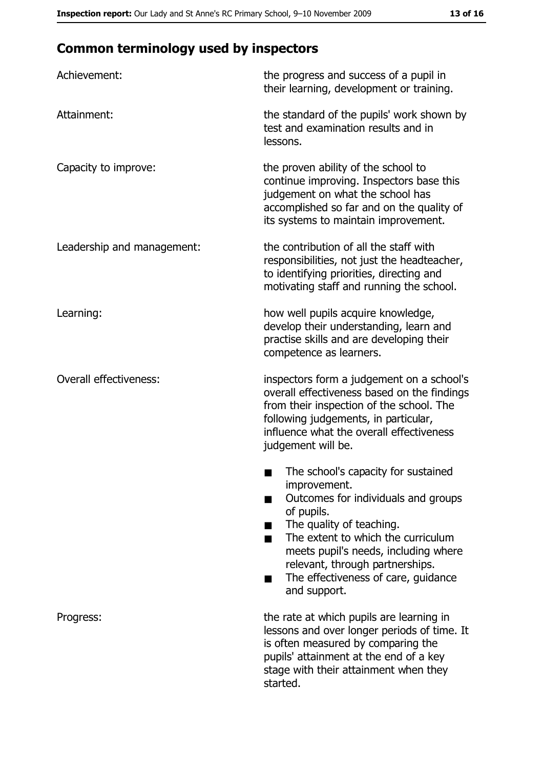## Common terminology used by inspectors

| | |
|---|---|
| Achievement: | the progress and success of a pupil in their learning, development or training. |
| Attainment: | the standard of the pupils' work shown by test and examination results and in lessons. |
| Capacity to improve: | the proven ability of the school to continue improving. Inspectors base this judgement on what the school has accomplished so far and on the quality of its systems to maintain improvement. |
| Leadership and management: | the contribution of all the staff with responsibilities, not just the headteacher, to identifying priorities, directing and motivating staff and running the school. |
| Learning: | how well pupils acquire knowledge, develop their understanding, learn and practise skills and are developing their competence as learners. |
| Overall effectiveness: | inspectors form a judgement on a school's overall effectiveness based on the findings from their inspection of the school. The following judgements, in particular, influence what the overall effectiveness judgement will be.<br>■ The school's capacity for sustained improvement.<br>■ Outcomes for individuals and groups of pupils.<br>■ The quality of teaching.<br>■ The extent to which the curriculum meets pupil's needs, including where relevant, through partnerships.<br>■ The effectiveness of care, guidance and support. |
| Progress: | the rate at which pupils are learning in lessons and over longer periods of time. It is often measured by comparing the pupils' attainment at the end of a key stage with their attainment when they started. |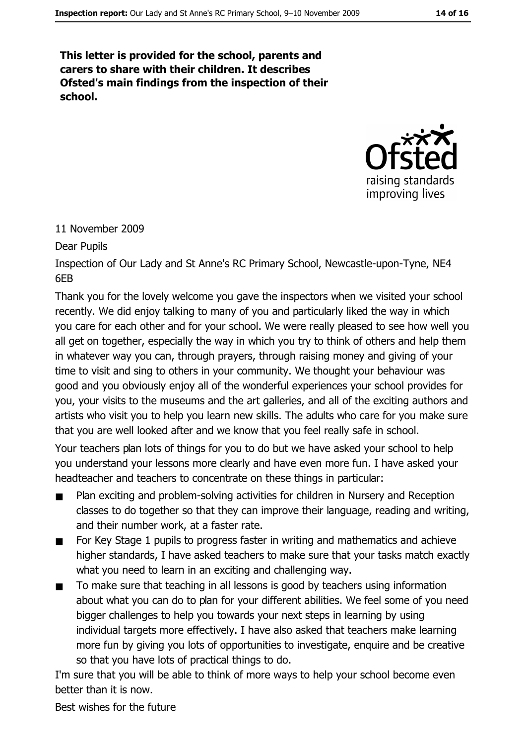**This letter is provided for the school, parents and carers to share with their children. It describes Ofsted's main findings from the inspection of their school.**

11 November 2009

Dear Pupils

Inspection of Our Lady and St Anne's RC Primary School, Newcastle-upon-Tyne, NE4 6EB

Thank you for the lovely welcome you gave the inspectors when we visited your school recently. We did enjoy talking to many of you and particularly liked the way in which you care for each other and for your school. We were really pleased to see how well you all get on together, especially the way in which you try to think of others and help them in whatever way you can, through prayers, through raising money and giving of your time to visit and sing to others in your community. We thought your behaviour was good and you obviously enjoy all of the wonderful experiences your school provides for you, your visits to the museums and the art galleries, and all of the exciting authors and artists who visit you to help you learn new skills. The adults who care for you make sure that you are well looked after and we know that you feel really safe in school.

Your teachers plan lots of things for you to do but we have asked your school to help you understand your lessons more clearly and have even more fun. I have asked your headteacher and teachers to concentrate on these things in particular:

- Plan exciting and problem-solving activities for children in Nursery and Reception classes to do together so that they can improve their language, reading and writing, and their number work, at a faster rate.
- For Key Stage 1 pupils to progress faster in writing and mathematics and achieve higher standards, I have asked teachers to make sure that your tasks match exactly what you need to learn in an exciting and challenging way.
- To make sure that teaching in all lessons is good by teachers using information about what you can do to plan for your different abilities. We feel some of you need bigger challenges to help you towards your next steps in learning by using individual targets more effectively. I have also asked that teachers make learning more fun by giving you lots of opportunities to investigate, enquire and be creative so that you have lots of practical things to do.

I'm sure that you will be able to think of more ways to help your school become even better than it is now.

Best wishes for the future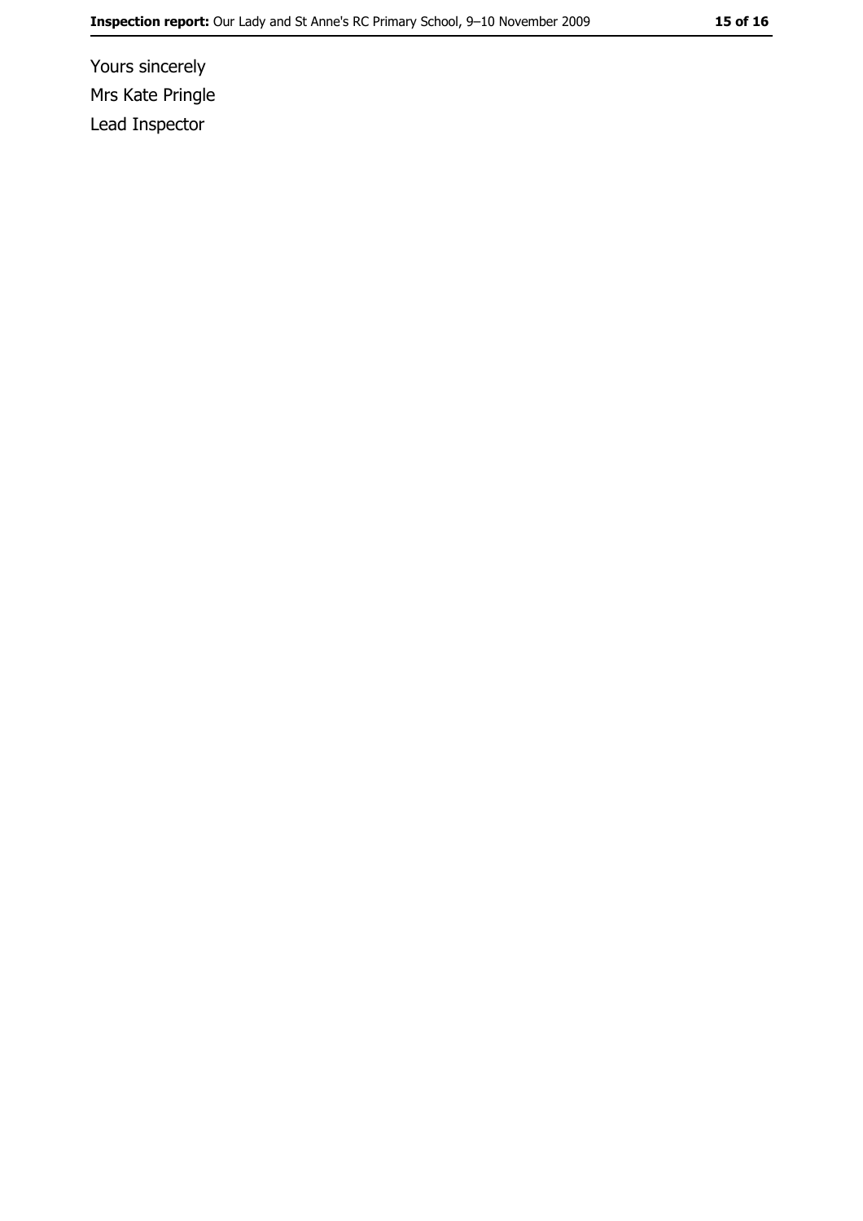Yours sincerely

Mrs Kate Pringle

Lead Inspector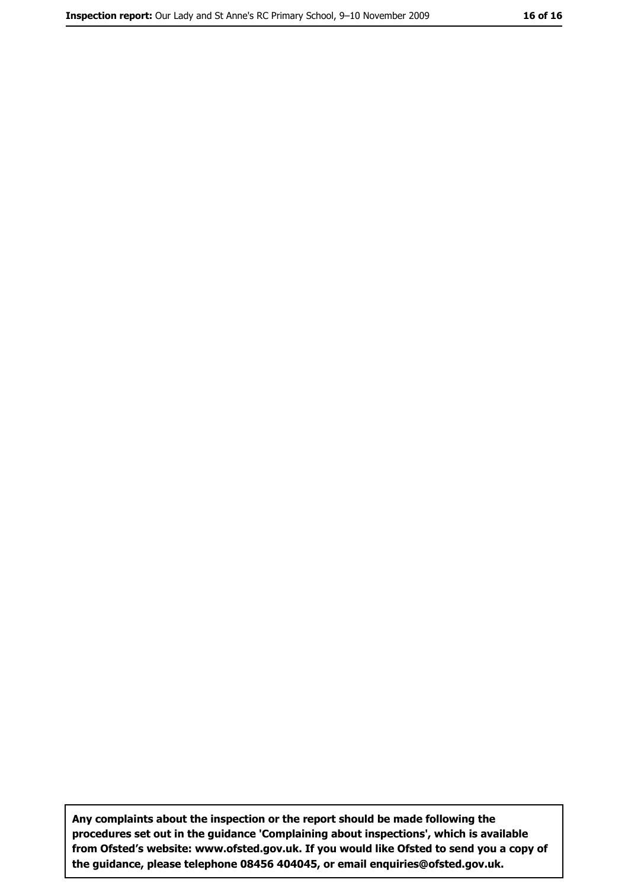**Any complaints about the inspection or the report should be made following the procedures set out in the guidance 'Complaining about inspections', which is available from Ofsted's website: www.ofsted.gov.uk. If you would like Ofsted to send you a copy of the guidance, please telephone 08456 404045, or email enquiries@ofsted.gov.uk.**